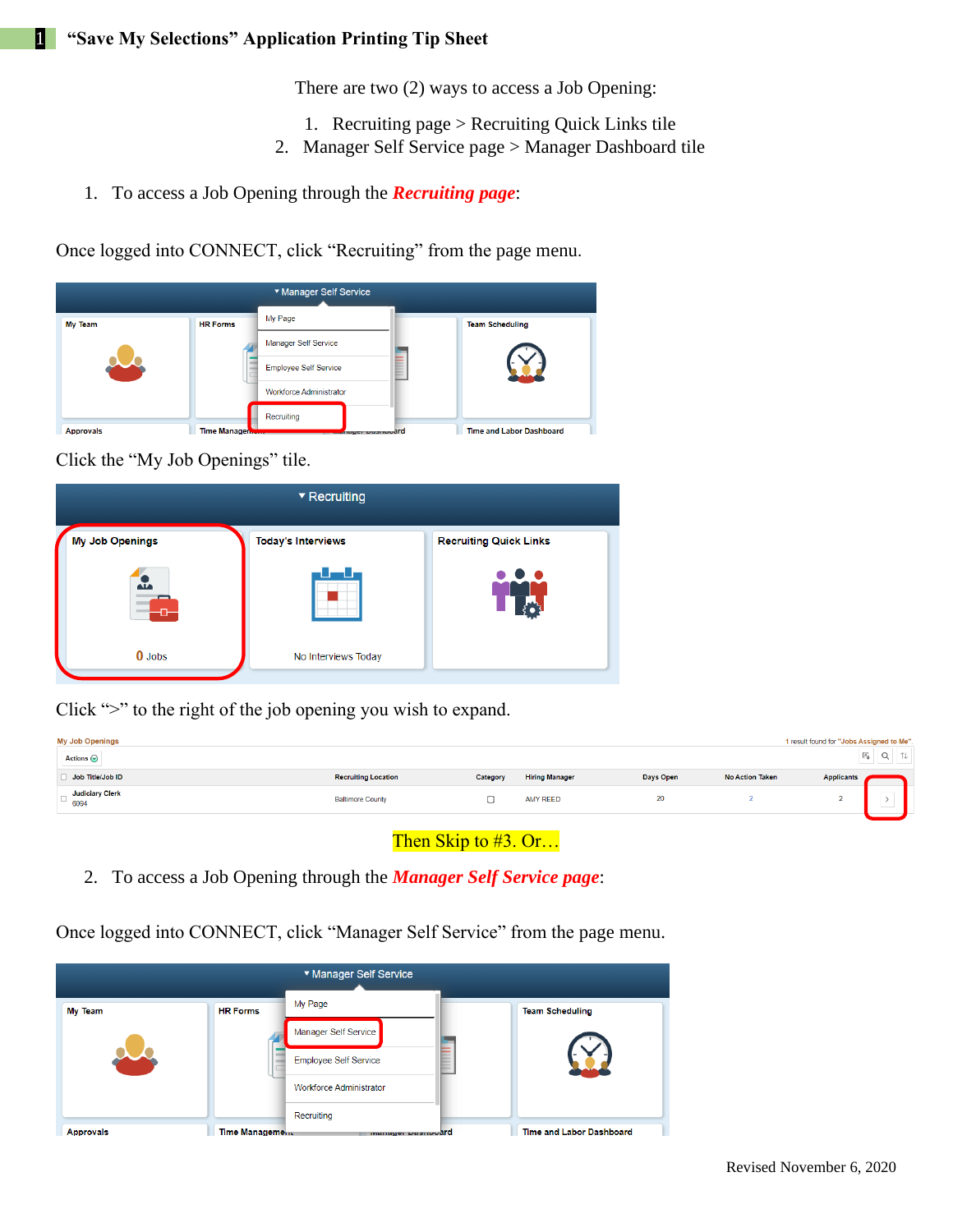# 1 "Save My Selections" Application Printing Tip Sheet

There are two (2) ways to access a Job Opening:

1. Recruiting page > Recruiting Quick Links tile
2. Manager Self Service page > Manager Dashboard tile

1. To access a Job Opening through the ***Recruiting page***:

Once logged into CONNECT, click "Recruiting" from the page menu.

Click the "My Job Openings" tile.

Click ">" to the right of the job opening you wish to expand.

Then Skip to #3. Or…

2. To access a Job Opening through the ***Manager Self Service page***:

Once logged into CONNECT, click "Manager Self Service" from the page menu.

Revised November 6, 2020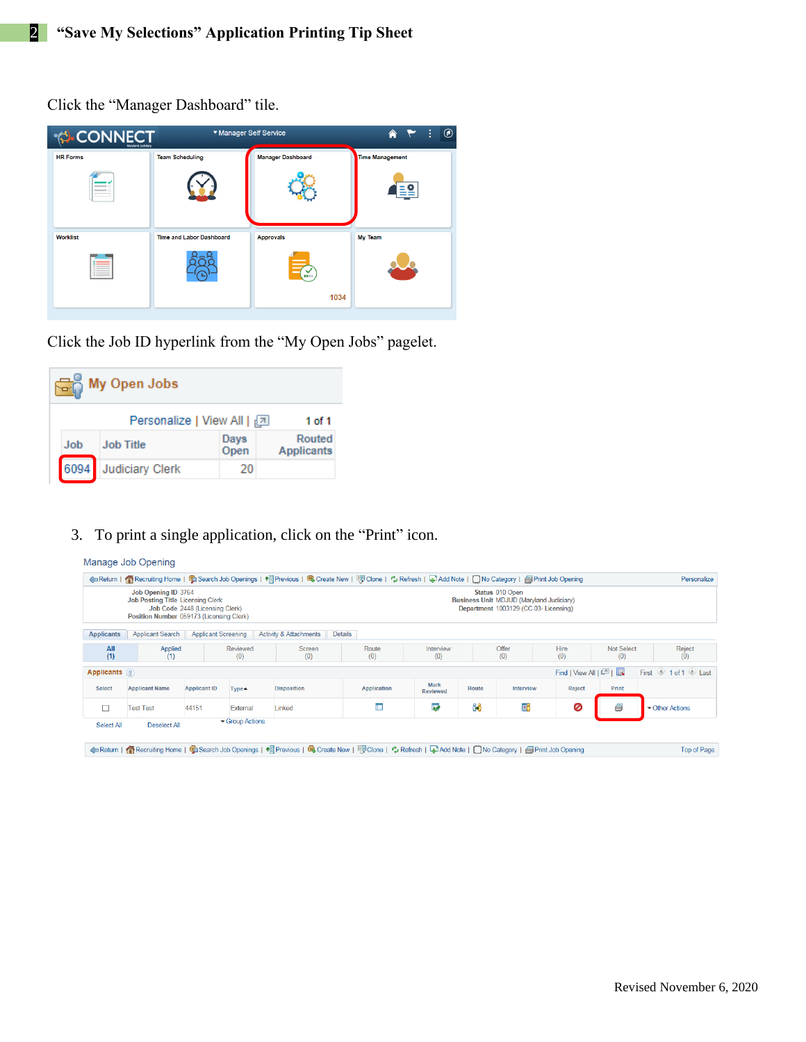Click the "Manager Dashboard" tile.

Click the Job ID hyperlink from the "My Open Jobs" pagelet.

3. To print a single application, click on the "Print" icon.

Revised November 6, 2020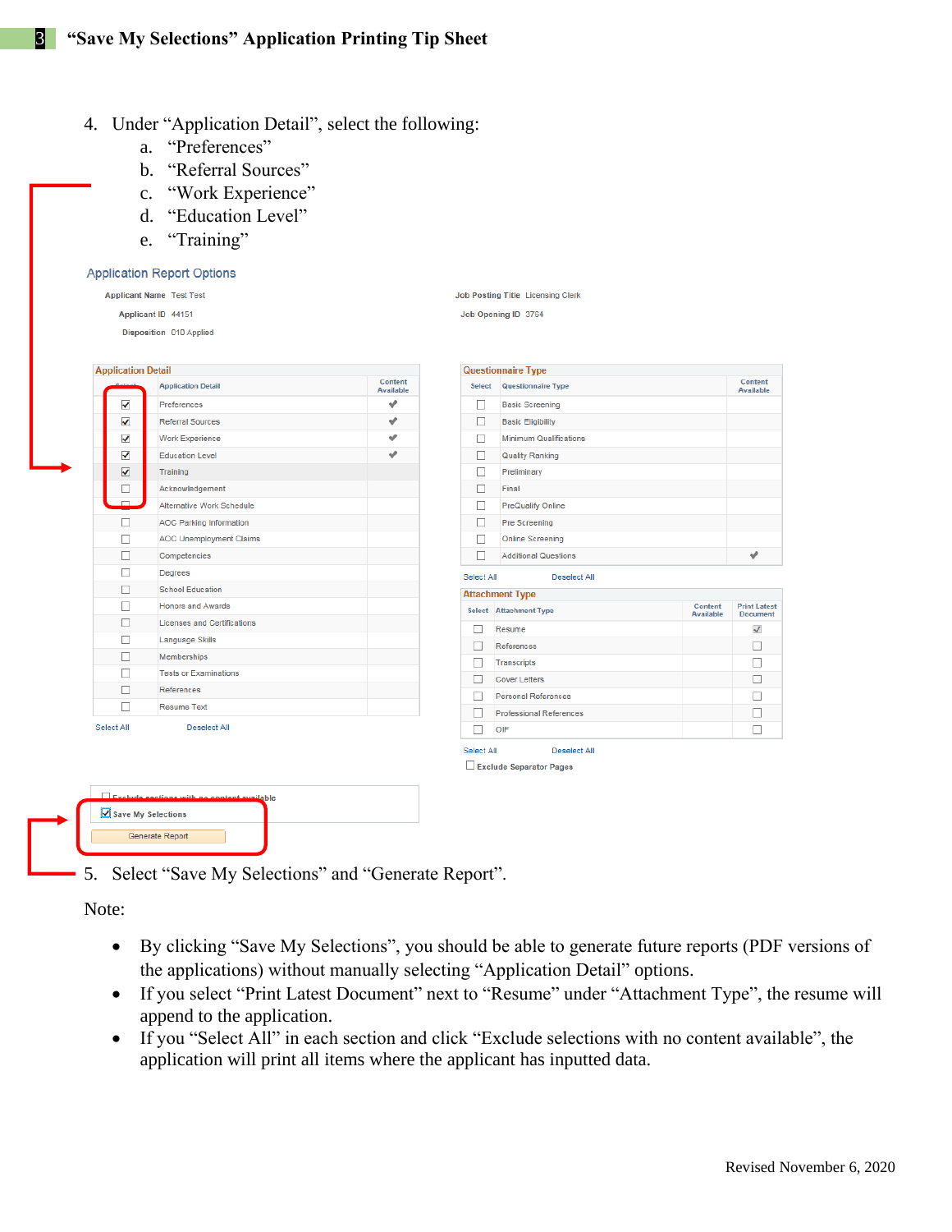4. Under "Application Detail", select the following:
    a. "Preferences"
    b. "Referral Sources"
    c. "Work Experience"
    d. "Education Level"
    e. "Training"

**Application Report Options**

Applicant Name Test Test
Applicant ID 44151
Disposition 010 Applied

Job Posting Title Licensing Clerk
Job Opening ID 3764

**Application Detail**

| Select | Application Detail | Content Available |
|---|---|---|
| ☑ | Preferences | ✔ |
| ☑ | Referral Sources | ✔ |
| ☑ | Work Experience | ✔ |
| ☑ | Education Level | ✔ |
| ☑ | Training | |
| ☐ | Acknowledgement | |
| ☐ | Alternative Work Schedule | |
| ☐ | AOC Parking Information | |
| ☐ | AOC Unemployment Claims | |
| ☐ | Competencies | |
| ☐ | Degrees | |
| ☐ | School Education | |
| ☐ | Honors and Awards | |
| ☐ | Licenses and Certifications | |
| ☐ | Language Skills | |
| ☐ | Memberships | |
| ☐ | Tests or Examinations | |
| ☐ | References | |
| ☐ | Resume Text | |

Select All    Deselect All

**Questionnaire Type**

| Select | Questionnaire Type | Content Available |
|---|---|---|
| ☐ | Basic Screening | |
| ☐ | Basic Eligibility | |
| ☐ | Minimum Qualifications | |
| ☐ | Quality Ranking | |
| ☐ | Preliminary | |
| ☐ | Final | |
| ☐ | PreQualify Online | |
| ☐ | Pre Screening | |
| ☐ | Online Screening | |
| ☐ | Additional Questions | ✔ |

Select All    Deselect All

**Attachment Type**

| Select | Attachment Type | Content Available | Print Latest Document |
|---|---|---|---|
| ☐ | Resume | | ☑ |
| ☐ | References | | ☐ |
| ☐ | Transcripts | | ☐ |
| ☐ | Cover Letters | | ☐ |
| ☐ | Personal References | | ☐ |
| ☐ | Professional References | | ☐ |
| ☐ | OIF | | ☐ |

Select All    Deselect All

☐ Exclude Separator Pages

☐ Exclude sections with no content available
☑ Save My Selections
Generate Report

5. Select "Save My Selections" and "Generate Report".

Note:

- By clicking "Save My Selections", you should be able to generate future reports (PDF versions of the applications) without manually selecting "Application Detail" options.
- If you select "Print Latest Document" next to "Resume" under "Attachment Type", the resume will append to the application.
- If you "Select All" in each section and click "Exclude selections with no content available", the application will print all items where the applicant has inputted data.